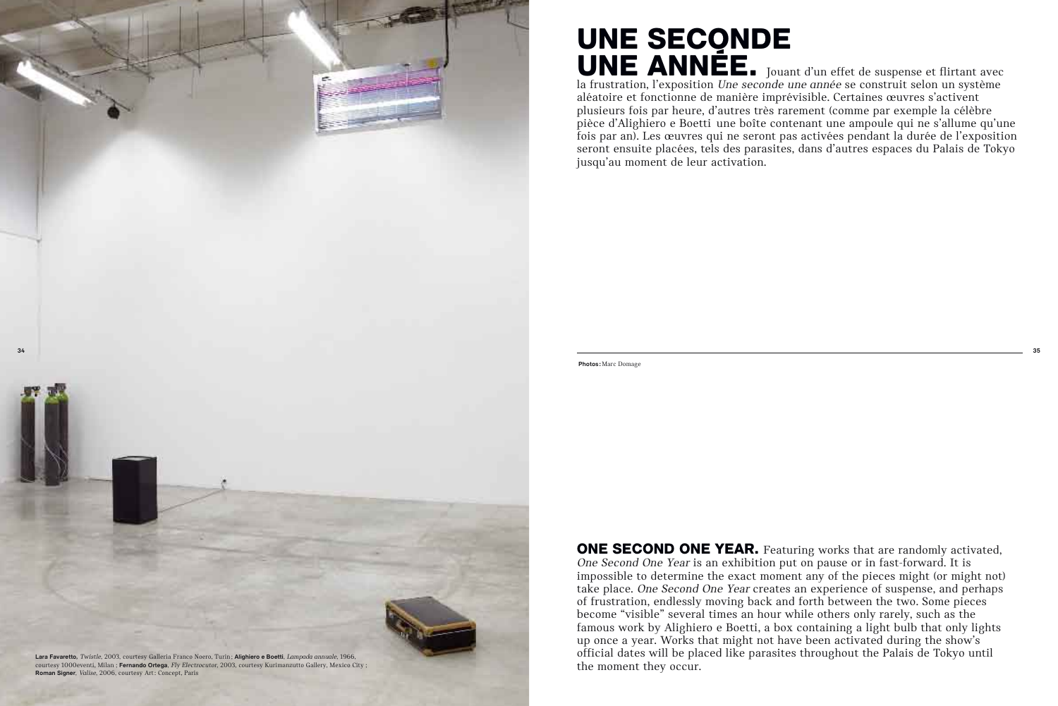Lara Favaretto, *Twistle*, 2003, courtesy Galleria Franco Noero, Turin ; **Alighiero e Boetti**, *Lampada annuale*, 1966, courtesy 1000eventi, Milan ; **Fernando Ortega**, *Fly Electrocutor*, 2003, courtesy Kurimanzutto Gallery, Mexico City ; **Roman Signer**, *Valise*, 2006, courtesy Art : Concept, Paris

# UNE SECONDE UNE ANNÉE.

Jouant d'un effet de suspense et flirtant avec la frustration, l'exposition *Une seconde une année* se construit selon un système aléatoire et fonctionne de manière imprévisible. Certaines œuvres s'activent plusieurs fois par heure, d'autres très rarement (comme par exemple la célèbre pièce d'Alighiero e Boetti une boîte contenant une ampoule qui ne s'allume qu'une fois par an). Les œuvres qui ne seront pas activées pendant la durée de l'exposition seront ensuite placées, tels des parasites, dans d'autres espaces du Palais de Tokyo jusqu'au moment de leur activation.

**Photos :** Marc Domage

**ONE SECOND ONE YEAR.** Featuring works that are randomly activated, *One Second One Year* is an exhibition put on pause or in fast-forward. It is impossible to determine the exact moment any of the pieces might (or might not) take place. *One Second One Year* creates an experience of suspense, and perhaps of frustration, endlessly moving back and forth between the two. Some pieces become "visible" several times an hour while others only rarely, such as the famous work by Alighiero e Boetti, a box containing a light bulb that only lights up once a year. Works that might not have been activated during the show's official dates will be placed like parasites throughout the Palais de Tokyo until the moment they occur.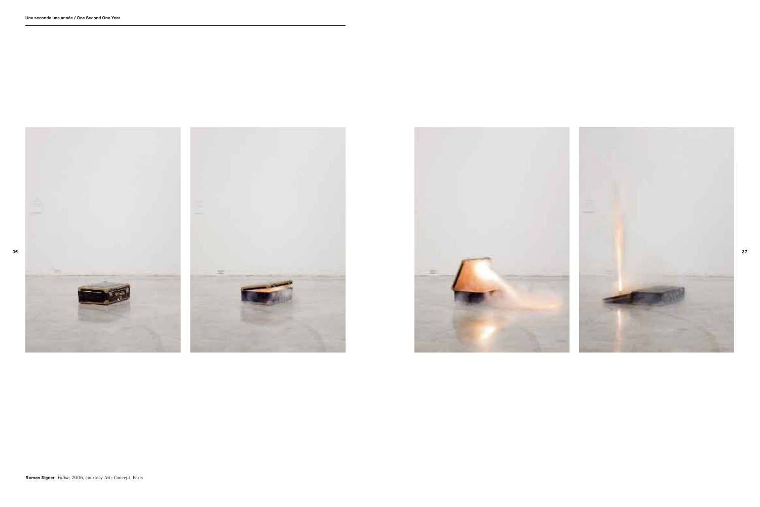**Roman Signer**, *Valise*, 2006, courtesy Art : Concept, Paris